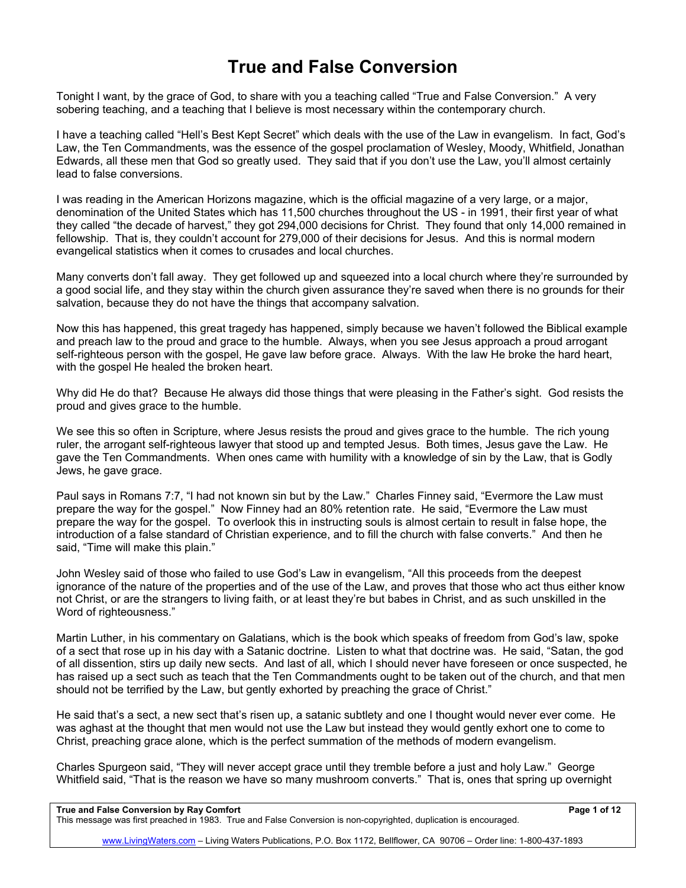# True and False Conversion

Tonight I want, by the grace of God, to share with you a teaching called "True and False Conversion." A very sobering teaching, and a teaching that I believe is most necessary within the contemporary church.

I have a teaching called "Hell's Best Kept Secret" which deals with the use of the Law in evangelism. In fact, God's Law, the Ten Commandments, was the essence of the gospel proclamation of Wesley, Moody, Whitfield, Jonathan Edwards, all these men that God so greatly used. They said that if you don't use the Law, you'll almost certainly lead to false conversions.

I was reading in the American Horizons magazine, which is the official magazine of a very large, or a major, denomination of the United States which has 11,500 churches throughout the US - in 1991, their first year of what they called "the decade of harvest," they got 294,000 decisions for Christ. They found that only 14,000 remained in fellowship. That is, they couldn't account for 279,000 of their decisions for Jesus. And this is normal modern evangelical statistics when it comes to crusades and local churches.

Many converts don't fall away. They get followed up and squeezed into a local church where they're surrounded by a good social life, and they stay within the church given assurance they're saved when there is no grounds for their salvation, because they do not have the things that accompany salvation.

Now this has happened, this great tragedy has happened, simply because we haven't followed the Biblical example and preach law to the proud and grace to the humble. Always, when you see Jesus approach a proud arrogant self-righteous person with the gospel, He gave law before grace. Always. With the law He broke the hard heart, with the gospel He healed the broken heart.

Why did He do that? Because He always did those things that were pleasing in the Father's sight. God resists the proud and gives grace to the humble.

We see this so often in Scripture, where Jesus resists the proud and gives grace to the humble. The rich young ruler, the arrogant self-righteous lawyer that stood up and tempted Jesus. Both times, Jesus gave the Law. He gave the Ten Commandments. When ones came with humility with a knowledge of sin by the Law, that is Godly Jews, he gave grace.

Paul says in Romans 7:7, "I had not known sin but by the Law." Charles Finney said, "Evermore the Law must prepare the way for the gospel." Now Finney had an 80% retention rate. He said, "Evermore the Law must prepare the way for the gospel. To overlook this in instructing souls is almost certain to result in false hope, the introduction of a false standard of Christian experience, and to fill the church with false converts." And then he said, "Time will make this plain."

John Wesley said of those who failed to use God's Law in evangelism, "All this proceeds from the deepest ignorance of the nature of the properties and of the use of the Law, and proves that those who act thus either know not Christ, or are the strangers to living faith, or at least they're but babes in Christ, and as such unskilled in the Word of righteousness."

Martin Luther, in his commentary on Galatians, which is the book which speaks of freedom from God's law, spoke of a sect that rose up in his day with a Satanic doctrine. Listen to what that doctrine was. He said, "Satan, the god of all dissention, stirs up daily new sects. And last of all, which I should never have foreseen or once suspected, he has raised up a sect such as teach that the Ten Commandments ought to be taken out of the church, and that men should not be terrified by the Law, but gently exhorted by preaching the grace of Christ."

He said that's a sect, a new sect that's risen up, a satanic subtlety and one I thought would never ever come. He was aghast at the thought that men would not use the Law but instead they would gently exhort one to come to Christ, preaching grace alone, which is the perfect summation of the methods of modern evangelism.

Charles Spurgeon said, "They will never accept grace until they tremble before a just and holy Law." George Whitfield said, "That is the reason we have so many mushroom converts." That is, ones that spring up overnight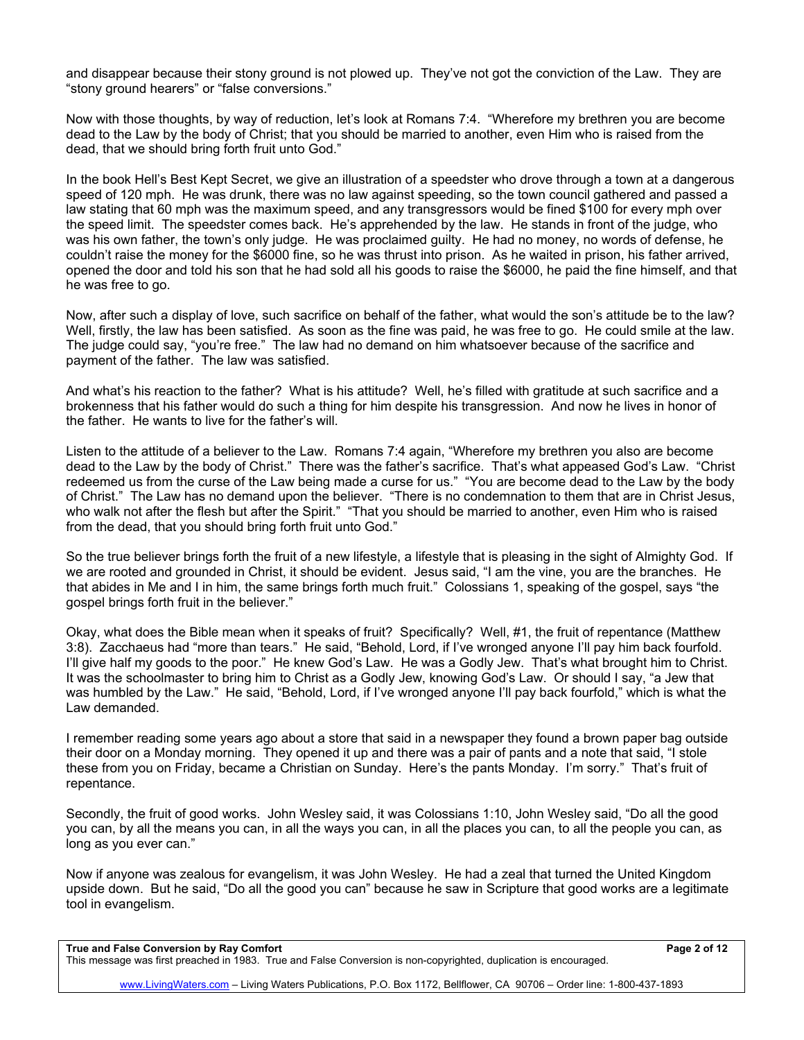and disappear because their stony ground is not plowed up. They've not got the conviction of the Law. They are "stony ground hearers" or "false conversions."

Now with those thoughts, by way of reduction, let's look at Romans 7:4. "Wherefore my brethren you are become dead to the Law by the body of Christ; that you should be married to another, even Him who is raised from the dead, that we should bring forth fruit unto God."

In the book Hell's Best Kept Secret, we give an illustration of a speedster who drove through a town at a dangerous speed of 120 mph. He was drunk, there was no law against speeding, so the town council gathered and passed a law stating that 60 mph was the maximum speed, and any transgressors would be fined $100 for every mph over the speed limit. The speedster comes back. He's apprehended by the law. He stands in front of the judge, who was his own father, the town's only judge. He was proclaimed guilty. He had no money, no words of defense, he couldn't raise the money for the $6000 fine, so he was thrust into prison. As he waited in prison, his father arrived, opened the door and told his son that he had sold all his goods to raise the $6000, he paid the fine himself, and that he was free to go.

Now, after such a display of love, such sacrifice on behalf of the father, what would the son's attitude be to the law? Well, firstly, the law has been satisfied. As soon as the fine was paid, he was free to go. He could smile at the law. The judge could say, "you're free." The law had no demand on him whatsoever because of the sacrifice and payment of the father. The law was satisfied.

And what's his reaction to the father? What is his attitude? Well, he's filled with gratitude at such sacrifice and a brokenness that his father would do such a thing for him despite his transgression. And now he lives in honor of the father. He wants to live for the father's will.

Listen to the attitude of a believer to the Law. Romans 7:4 again, "Wherefore my brethren you also are become dead to the Law by the body of Christ." There was the father's sacrifice. That's what appeased God's Law. "Christ redeemed us from the curse of the Law being made a curse for us." "You are become dead to the Law by the body of Christ." The Law has no demand upon the believer. "There is no condemnation to them that are in Christ Jesus, who walk not after the flesh but after the Spirit." "That you should be married to another, even Him who is raised from the dead, that you should bring forth fruit unto God."

So the true believer brings forth the fruit of a new lifestyle, a lifestyle that is pleasing in the sight of Almighty God. If we are rooted and grounded in Christ, it should be evident. Jesus said, "I am the vine, you are the branches. He that abides in Me and I in him, the same brings forth much fruit." Colossians 1, speaking of the gospel, says "the gospel brings forth fruit in the believer."

Okay, what does the Bible mean when it speaks of fruit? Specifically? Well, #1, the fruit of repentance (Matthew 3:8). Zacchaeus had "more than tears." He said, "Behold, Lord, if I've wronged anyone I'll pay him back fourfold. I'll give half my goods to the poor." He knew God's Law. He was a Godly Jew. That's what brought him to Christ. It was the schoolmaster to bring him to Christ as a Godly Jew, knowing God's Law. Or should I say, "a Jew that was humbled by the Law." He said, "Behold, Lord, if I've wronged anyone I'll pay back fourfold," which is what the Law demanded.

I remember reading some years ago about a store that said in a newspaper they found a brown paper bag outside their door on a Monday morning. They opened it up and there was a pair of pants and a note that said, "I stole these from you on Friday, became a Christian on Sunday. Here's the pants Monday. I'm sorry." That's fruit of repentance.

Secondly, the fruit of good works. John Wesley said, it was Colossians 1:10, John Wesley said, "Do all the good you can, by all the means you can, in all the ways you can, in all the places you can, to all the people you can, as long as you ever can."

Now if anyone was zealous for evangelism, it was John Wesley. He had a zeal that turned the United Kingdom upside down. But he said, "Do all the good you can" because he saw in Scripture that good works are a legitimate tool in evangelism.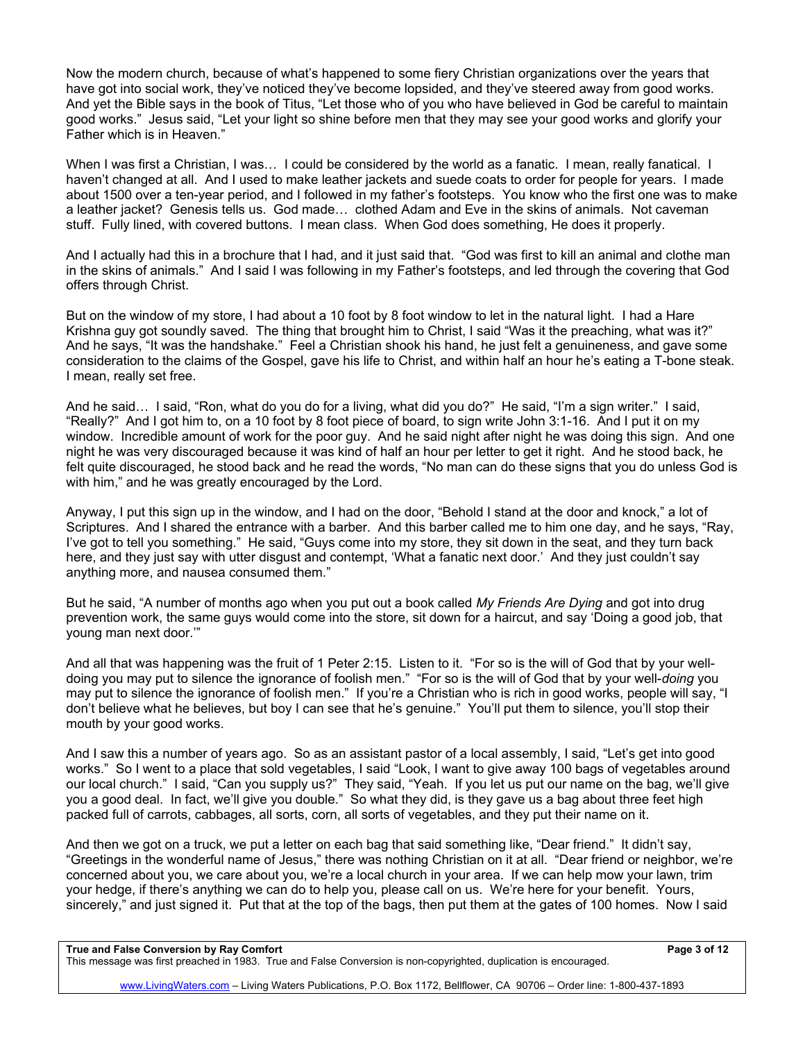Now the modern church, because of what's happened to some fiery Christian organizations over the years that have got into social work, they've noticed they've become lopsided, and they've steered away from good works. And yet the Bible says in the book of Titus, "Let those who of you who have believed in God be careful to maintain good works." Jesus said, "Let your light so shine before men that they may see your good works and glorify your Father which is in Heaven."

When I was first a Christian, I was… I could be considered by the world as a fanatic. I mean, really fanatical. I haven't changed at all. And I used to make leather jackets and suede coats to order for people for years. I made about 1500 over a ten-year period, and I followed in my father's footsteps. You know who the first one was to make a leather jacket? Genesis tells us. God made… clothed Adam and Eve in the skins of animals. Not caveman stuff. Fully lined, with covered buttons. I mean class. When God does something, He does it properly.

And I actually had this in a brochure that I had, and it just said that. "God was first to kill an animal and clothe man in the skins of animals." And I said I was following in my Father's footsteps, and led through the covering that God offers through Christ.

But on the window of my store, I had about a 10 foot by 8 foot window to let in the natural light. I had a Hare Krishna guy got soundly saved. The thing that brought him to Christ, I said "Was it the preaching, what was it?" And he says, "It was the handshake." Feel a Christian shook his hand, he just felt a genuineness, and gave some consideration to the claims of the Gospel, gave his life to Christ, and within half an hour he's eating a T-bone steak. I mean, really set free.

And he said… I said, "Ron, what do you do for a living, what did you do?" He said, "I'm a sign writer." I said, "Really?" And I got him to, on a 10 foot by 8 foot piece of board, to sign write John 3:1-16. And I put it on my window. Incredible amount of work for the poor guy. And he said night after night he was doing this sign. And one night he was very discouraged because it was kind of half an hour per letter to get it right. And he stood back, he felt quite discouraged, he stood back and he read the words, "No man can do these signs that you do unless God is with him," and he was greatly encouraged by the Lord.

Anyway, I put this sign up in the window, and I had on the door, "Behold I stand at the door and knock," a lot of Scriptures. And I shared the entrance with a barber. And this barber called me to him one day, and he says, "Ray, I've got to tell you something." He said, "Guys come into my store, they sit down in the seat, and they turn back here, and they just say with utter disgust and contempt, 'What a fanatic next door.' And they just couldn't say anything more, and nausea consumed them."

But he said, "A number of months ago when you put out a book called *My Friends Are Dying* and got into drug prevention work, the same guys would come into the store, sit down for a haircut, and say 'Doing a good job, that young man next door.'"

And all that was happening was the fruit of 1 Peter 2:15. Listen to it. "For so is the will of God that by your well-doing you may put to silence the ignorance of foolish men." "For so is the will of God that by your well-*doing* you may put to silence the ignorance of foolish men." If you're a Christian who is rich in good works, people will say, "I don't believe what he believes, but boy I can see that he's genuine." You'll put them to silence, you'll stop their mouth by your good works.

And I saw this a number of years ago. So as an assistant pastor of a local assembly, I said, "Let's get into good works." So I went to a place that sold vegetables, I said "Look, I want to give away 100 bags of vegetables around our local church." I said, "Can you supply us?" They said, "Yeah. If you let us put our name on the bag, we'll give you a good deal. In fact, we'll give you double." So what they did, is they gave us a bag about three feet high packed full of carrots, cabbages, all sorts, corn, all sorts of vegetables, and they put their name on it.

And then we got on a truck, we put a letter on each bag that said something like, "Dear friend." It didn't say, "Greetings in the wonderful name of Jesus," there was nothing Christian on it at all. "Dear friend or neighbor, we're concerned about you, we care about you, we're a local church in your area. If we can help mow your lawn, trim your hedge, if there's anything we can do to help you, please call on us. We're here for your benefit. Yours, sincerely," and just signed it. Put that at the top of the bags, then put them at the gates of 100 homes. Now I said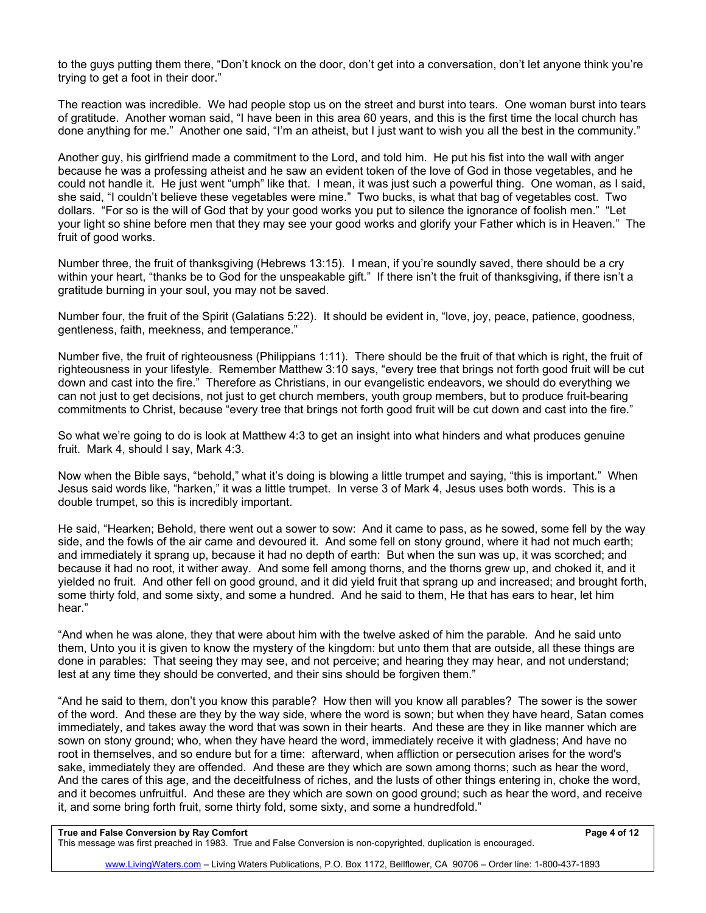to the guys putting them there, "Don't knock on the door, don't get into a conversation, don't let anyone think you're trying to get a foot in their door."

The reaction was incredible. We had people stop us on the street and burst into tears. One woman burst into tears of gratitude. Another woman said, "I have been in this area 60 years, and this is the first time the local church has done anything for me." Another one said, "I'm an atheist, but I just want to wish you all the best in the community."

Another guy, his girlfriend made a commitment to the Lord, and told him. He put his fist into the wall with anger because he was a professing atheist and he saw an evident token of the love of God in those vegetables, and he could not handle it. He just went "umph" like that. I mean, it was just such a powerful thing. One woman, as I said, she said, "I couldn't believe these vegetables were mine." Two bucks, is what that bag of vegetables cost. Two dollars. "For so is the will of God that by your good works you put to silence the ignorance of foolish men." "Let your light so shine before men that they may see your good works and glorify your Father which is in Heaven." The fruit of good works.

Number three, the fruit of thanksgiving (Hebrews 13:15). I mean, if you're soundly saved, there should be a cry within your heart, "thanks be to God for the unspeakable gift." If there isn't the fruit of thanksgiving, if there isn't a gratitude burning in your soul, you may not be saved.

Number four, the fruit of the Spirit (Galatians 5:22). It should be evident in, "love, joy, peace, patience, goodness, gentleness, faith, meekness, and temperance."

Number five, the fruit of righteousness (Philippians 1:11). There should be the fruit of that which is right, the fruit of righteousness in your lifestyle. Remember Matthew 3:10 says, "every tree that brings not forth good fruit will be cut down and cast into the fire." Therefore as Christians, in our evangelistic endeavors, we should do everything we can not just to get decisions, not just to get church members, youth group members, but to produce fruit-bearing commitments to Christ, because "every tree that brings not forth good fruit will be cut down and cast into the fire."

So what we're going to do is look at Matthew 4:3 to get an insight into what hinders and what produces genuine fruit. Mark 4, should I say, Mark 4:3.

Now when the Bible says, "behold," what it's doing is blowing a little trumpet and saying, "this is important." When Jesus said words like, "harken," it was a little trumpet. In verse 3 of Mark 4, Jesus uses both words. This is a double trumpet, so this is incredibly important.

He said, "Hearken; Behold, there went out a sower to sow: And it came to pass, as he sowed, some fell by the way side, and the fowls of the air came and devoured it. And some fell on stony ground, where it had not much earth; and immediately it sprang up, because it had no depth of earth: But when the sun was up, it was scorched; and because it had no root, it wither away. And some fell among thorns, and the thorns grew up, and choked it, and it yielded no fruit. And other fell on good ground, and it did yield fruit that sprang up and increased; and brought forth, some thirty fold, and some sixty, and some a hundred. And he said to them, He that has ears to hear, let him hear."

"And when he was alone, they that were about him with the twelve asked of him the parable. And he said unto them, Unto you it is given to know the mystery of the kingdom: but unto them that are outside, all these things are done in parables: That seeing they may see, and not perceive; and hearing they may hear, and not understand; lest at any time they should be converted, and their sins should be forgiven them."

"And he said to them, don't you know this parable? How then will you know all parables? The sower is the sower of the word. And these are they by the way side, where the word is sown; but when they have heard, Satan comes immediately, and takes away the word that was sown in their hearts. And these are they in like manner which are sown on stony ground; who, when they have heard the word, immediately receive it with gladness; And have no root in themselves, and so endure but for a time: afterward, when affliction or persecution arises for the word's sake, immediately they are offended. And these are they which are sown among thorns; such as hear the word, And the cares of this age, and the deceitfulness of riches, and the lusts of other things entering in, choke the word, and it becomes unfruitful. And these are they which are sown on good ground; such as hear the word, and receive it, and some bring forth fruit, some thirty fold, some sixty, and some a hundredfold."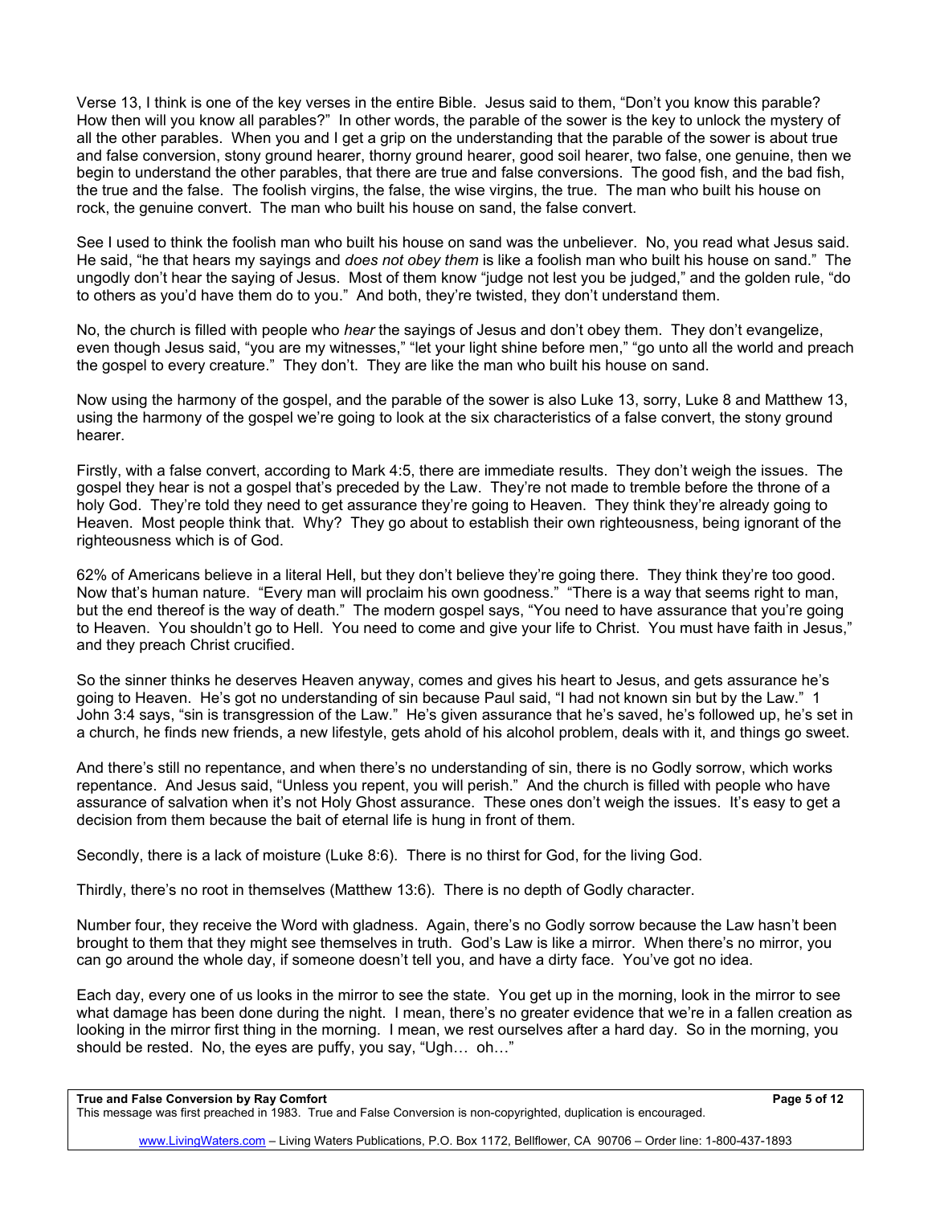Verse 13, I think is one of the key verses in the entire Bible. Jesus said to them, "Don't you know this parable? How then will you know all parables?" In other words, the parable of the sower is the key to unlock the mystery of all the other parables. When you and I get a grip on the understanding that the parable of the sower is about true and false conversion, stony ground hearer, thorny ground hearer, good soil hearer, two false, one genuine, then we begin to understand the other parables, that there are true and false conversions. The good fish, and the bad fish, the true and the false. The foolish virgins, the false, the wise virgins, the true. The man who built his house on rock, the genuine convert. The man who built his house on sand, the false convert.

See I used to think the foolish man who built his house on sand was the unbeliever. No, you read what Jesus said. He said, "he that hears my sayings and *does not obey them* is like a foolish man who built his house on sand." The ungodly don't hear the saying of Jesus. Most of them know "judge not lest you be judged," and the golden rule, "do to others as you'd have them do to you." And both, they're twisted, they don't understand them.

No, the church is filled with people who *hear* the sayings of Jesus and don't obey them. They don't evangelize, even though Jesus said, "you are my witnesses," "let your light shine before men," "go unto all the world and preach the gospel to every creature." They don't. They are like the man who built his house on sand.

Now using the harmony of the gospel, and the parable of the sower is also Luke 13, sorry, Luke 8 and Matthew 13, using the harmony of the gospel we're going to look at the six characteristics of a false convert, the stony ground hearer.

Firstly, with a false convert, according to Mark 4:5, there are immediate results. They don't weigh the issues. The gospel they hear is not a gospel that's preceded by the Law. They're not made to tremble before the throne of a holy God. They're told they need to get assurance they're going to Heaven. They think they're already going to Heaven. Most people think that. Why? They go about to establish their own righteousness, being ignorant of the righteousness which is of God.

62% of Americans believe in a literal Hell, but they don't believe they're going there. They think they're too good. Now that's human nature. "Every man will proclaim his own goodness." "There is a way that seems right to man, but the end thereof is the way of death." The modern gospel says, "You need to have assurance that you're going to Heaven. You shouldn't go to Hell. You need to come and give your life to Christ. You must have faith in Jesus," and they preach Christ crucified.

So the sinner thinks he deserves Heaven anyway, comes and gives his heart to Jesus, and gets assurance he's going to Heaven. He's got no understanding of sin because Paul said, "I had not known sin but by the Law." 1 John 3:4 says, "sin is transgression of the Law." He's given assurance that he's saved, he's followed up, he's set in a church, he finds new friends, a new lifestyle, gets ahold of his alcohol problem, deals with it, and things go sweet.

And there's still no repentance, and when there's no understanding of sin, there is no Godly sorrow, which works repentance. And Jesus said, "Unless you repent, you will perish." And the church is filled with people who have assurance of salvation when it's not Holy Ghost assurance. These ones don't weigh the issues. It's easy to get a decision from them because the bait of eternal life is hung in front of them.

Secondly, there is a lack of moisture (Luke 8:6). There is no thirst for God, for the living God.

Thirdly, there's no root in themselves (Matthew 13:6). There is no depth of Godly character.

Number four, they receive the Word with gladness. Again, there's no Godly sorrow because the Law hasn't been brought to them that they might see themselves in truth. God's Law is like a mirror. When there's no mirror, you can go around the whole day, if someone doesn't tell you, and have a dirty face. You've got no idea.

Each day, every one of us looks in the mirror to see the state. You get up in the morning, look in the mirror to see what damage has been done during the night. I mean, there's no greater evidence that we're in a fallen creation as looking in the mirror first thing in the morning. I mean, we rest ourselves after a hard day. So in the morning, you should be rested. No, the eyes are puffy, you say, "Ugh… oh…"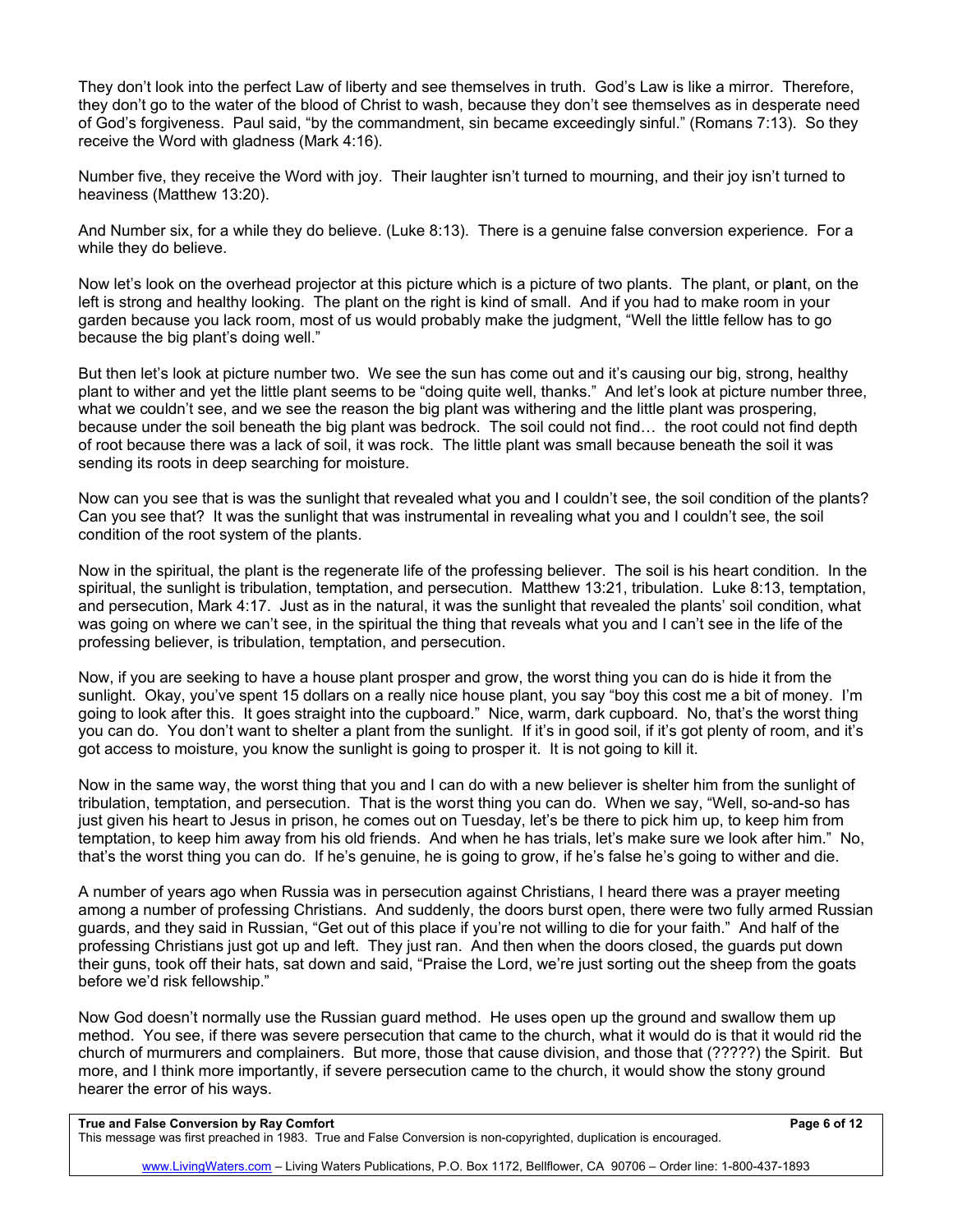They don't look into the perfect Law of liberty and see themselves in truth. God's Law is like a mirror. Therefore, they don't go to the water of the blood of Christ to wash, because they don't see themselves as in desperate need of God's forgiveness. Paul said, "by the commandment, sin became exceedingly sinful." (Romans 7:13). So they receive the Word with gladness (Mark 4:16).

Number five, they receive the Word with joy. Their laughter isn't turned to mourning, and their joy isn't turned to heaviness (Matthew 13:20).

And Number six, for a while they do believe. (Luke 8:13). There is a genuine false conversion experience. For a while they do believe.

Now let's look on the overhead projector at this picture which is a picture of two plants. The plant, or pl**a**nt, on the left is strong and healthy looking. The plant on the right is kind of small. And if you had to make room in your garden because you lack room, most of us would probably make the judgment, "Well the little fellow has to go because the big plant's doing well."

But then let's look at picture number two. We see the sun has come out and it's causing our big, strong, healthy plant to wither and yet the little plant seems to be "doing quite well, thanks." And let's look at picture number three, what we couldn't see, and we see the reason the big plant was withering and the little plant was prospering, because under the soil beneath the big plant was bedrock. The soil could not find… the root could not find depth of root because there was a lack of soil, it was rock. The little plant was small because beneath the soil it was sending its roots in deep searching for moisture.

Now can you see that is was the sunlight that revealed what you and I couldn't see, the soil condition of the plants? Can you see that? It was the sunlight that was instrumental in revealing what you and I couldn't see, the soil condition of the root system of the plants.

Now in the spiritual, the plant is the regenerate life of the professing believer. The soil is his heart condition. In the spiritual, the sunlight is tribulation, temptation, and persecution. Matthew 13:21, tribulation. Luke 8:13, temptation, and persecution, Mark 4:17. Just as in the natural, it was the sunlight that revealed the plants' soil condition, what was going on where we can't see, in the spiritual the thing that reveals what you and I can't see in the life of the professing believer, is tribulation, temptation, and persecution.

Now, if you are seeking to have a house plant prosper and grow, the worst thing you can do is hide it from the sunlight. Okay, you've spent 15 dollars on a really nice house plant, you say "boy this cost me a bit of money. I'm going to look after this. It goes straight into the cupboard." Nice, warm, dark cupboard. No, that's the worst thing you can do. You don't want to shelter a plant from the sunlight. If it's in good soil, if it's got plenty of room, and it's got access to moisture, you know the sunlight is going to prosper it. It is not going to kill it.

Now in the same way, the worst thing that you and I can do with a new believer is shelter him from the sunlight of tribulation, temptation, and persecution. That is the worst thing you can do. When we say, "Well, so-and-so has just given his heart to Jesus in prison, he comes out on Tuesday, let's be there to pick him up, to keep him from temptation, to keep him away from his old friends. And when he has trials, let's make sure we look after him." No, that's the worst thing you can do. If he's genuine, he is going to grow, if he's false he's going to wither and die.

A number of years ago when Russia was in persecution against Christians, I heard there was a prayer meeting among a number of professing Christians. And suddenly, the doors burst open, there were two fully armed Russian guards, and they said in Russian, "Get out of this place if you're not willing to die for your faith." And half of the professing Christians just got up and left. They just ran. And then when the doors closed, the guards put down their guns, took off their hats, sat down and said, "Praise the Lord, we're just sorting out the sheep from the goats before we'd risk fellowship."

Now God doesn't normally use the Russian guard method. He uses open up the ground and swallow them up method. You see, if there was severe persecution that came to the church, what it would do is that it would rid the church of murmurers and complainers. But more, those that cause division, and those that (?????) the Spirit. But more, and I think more importantly, if severe persecution came to the church, it would show the stony ground hearer the error of his ways.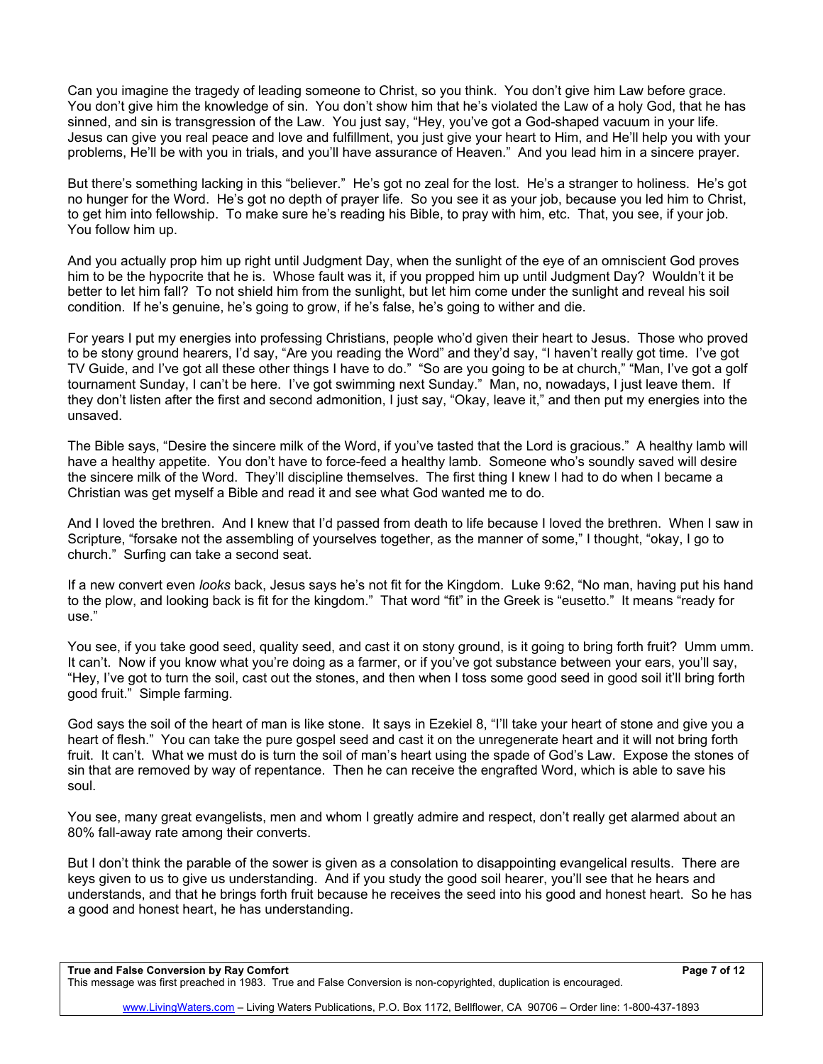Can you imagine the tragedy of leading someone to Christ, so you think. You don't give him Law before grace. You don't give him the knowledge of sin. You don't show him that he's violated the Law of a holy God, that he has sinned, and sin is transgression of the Law. You just say, "Hey, you've got a God-shaped vacuum in your life. Jesus can give you real peace and love and fulfillment, you just give your heart to Him, and He'll help you with your problems, He'll be with you in trials, and you'll have assurance of Heaven." And you lead him in a sincere prayer.

But there's something lacking in this "believer." He's got no zeal for the lost. He's a stranger to holiness. He's got no hunger for the Word. He's got no depth of prayer life. So you see it as your job, because you led him to Christ, to get him into fellowship. To make sure he's reading his Bible, to pray with him, etc. That, you see, if your job. You follow him up.

And you actually prop him up right until Judgment Day, when the sunlight of the eye of an omniscient God proves him to be the hypocrite that he is. Whose fault was it, if you propped him up until Judgment Day? Wouldn't it be better to let him fall? To not shield him from the sunlight, but let him come under the sunlight and reveal his soil condition. If he's genuine, he's going to grow, if he's false, he's going to wither and die.

For years I put my energies into professing Christians, people who'd given their heart to Jesus. Those who proved to be stony ground hearers, I'd say, "Are you reading the Word" and they'd say, "I haven't really got time. I've got TV Guide, and I've got all these other things I have to do." "So are you going to be at church," "Man, I've got a golf tournament Sunday, I can't be here. I've got swimming next Sunday." Man, no, nowadays, I just leave them. If they don't listen after the first and second admonition, I just say, "Okay, leave it," and then put my energies into the unsaved.

The Bible says, "Desire the sincere milk of the Word, if you've tasted that the Lord is gracious." A healthy lamb will have a healthy appetite. You don't have to force-feed a healthy lamb. Someone who's soundly saved will desire the sincere milk of the Word. They'll discipline themselves. The first thing I knew I had to do when I became a Christian was get myself a Bible and read it and see what God wanted me to do.

And I loved the brethren. And I knew that I'd passed from death to life because I loved the brethren. When I saw in Scripture, "forsake not the assembling of yourselves together, as the manner of some," I thought, "okay, I go to church." Surfing can take a second seat.

If a new convert even *looks* back, Jesus says he's not fit for the Kingdom. Luke 9:62, "No man, having put his hand to the plow, and looking back is fit for the kingdom." That word "fit" in the Greek is "eusetto." It means "ready for use."

You see, if you take good seed, quality seed, and cast it on stony ground, is it going to bring forth fruit? Umm umm. It can't. Now if you know what you're doing as a farmer, or if you've got substance between your ears, you'll say, "Hey, I've got to turn the soil, cast out the stones, and then when I toss some good seed in good soil it'll bring forth good fruit." Simple farming.

God says the soil of the heart of man is like stone. It says in Ezekiel 8, "I'll take your heart of stone and give you a heart of flesh." You can take the pure gospel seed and cast it on the unregenerate heart and it will not bring forth fruit. It can't. What we must do is turn the soil of man's heart using the spade of God's Law. Expose the stones of sin that are removed by way of repentance. Then he can receive the engrafted Word, which is able to save his soul.

You see, many great evangelists, men and whom I greatly admire and respect, don't really get alarmed about an 80% fall-away rate among their converts.

But I don't think the parable of the sower is given as a consolation to disappointing evangelical results. There are keys given to us to give us understanding. And if you study the good soil hearer, you'll see that he hears and understands, and that he brings forth fruit because he receives the seed into his good and honest heart. So he has a good and honest heart, he has understanding.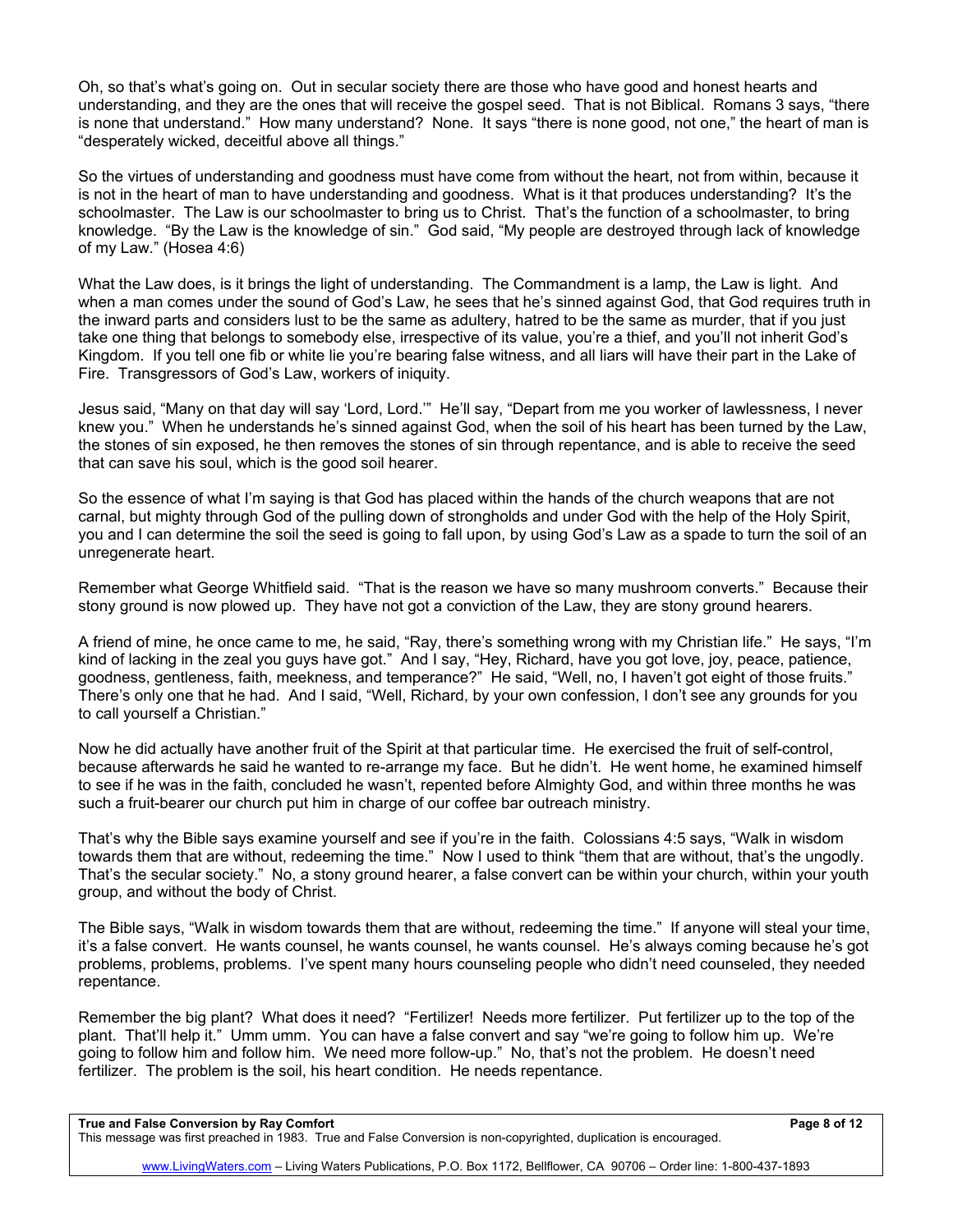Oh, so that's what's going on. Out in secular society there are those who have good and honest hearts and understanding, and they are the ones that will receive the gospel seed. That is not Biblical. Romans 3 says, "there is none that understand." How many understand? None. It says "there is none good, not one," the heart of man is "desperately wicked, deceitful above all things."

So the virtues of understanding and goodness must have come from without the heart, not from within, because it is not in the heart of man to have understanding and goodness. What is it that produces understanding? It's the schoolmaster. The Law is our schoolmaster to bring us to Christ. That's the function of a schoolmaster, to bring knowledge. "By the Law is the knowledge of sin." God said, "My people are destroyed through lack of knowledge of my Law." (Hosea 4:6)

What the Law does, is it brings the light of understanding. The Commandment is a lamp, the Law is light. And when a man comes under the sound of God's Law, he sees that he's sinned against God, that God requires truth in the inward parts and considers lust to be the same as adultery, hatred to be the same as murder, that if you just take one thing that belongs to somebody else, irrespective of its value, you're a thief, and you'll not inherit God's Kingdom. If you tell one fib or white lie you're bearing false witness, and all liars will have their part in the Lake of Fire. Transgressors of God's Law, workers of iniquity.

Jesus said, "Many on that day will say 'Lord, Lord.'" He'll say, "Depart from me you worker of lawlessness, I never knew you." When he understands he's sinned against God, when the soil of his heart has been turned by the Law, the stones of sin exposed, he then removes the stones of sin through repentance, and is able to receive the seed that can save his soul, which is the good soil hearer.

So the essence of what I'm saying is that God has placed within the hands of the church weapons that are not carnal, but mighty through God of the pulling down of strongholds and under God with the help of the Holy Spirit, you and I can determine the soil the seed is going to fall upon, by using God's Law as a spade to turn the soil of an unregenerate heart.

Remember what George Whitfield said. "That is the reason we have so many mushroom converts." Because their stony ground is now plowed up. They have not got a conviction of the Law, they are stony ground hearers.

A friend of mine, he once came to me, he said, "Ray, there's something wrong with my Christian life." He says, "I'm kind of lacking in the zeal you guys have got." And I say, "Hey, Richard, have you got love, joy, peace, patience, goodness, gentleness, faith, meekness, and temperance?" He said, "Well, no, I haven't got eight of those fruits." There's only one that he had. And I said, "Well, Richard, by your own confession, I don't see any grounds for you to call yourself a Christian."

Now he did actually have another fruit of the Spirit at that particular time. He exercised the fruit of self-control, because afterwards he said he wanted to re-arrange my face. But he didn't. He went home, he examined himself to see if he was in the faith, concluded he wasn't, repented before Almighty God, and within three months he was such a fruit-bearer our church put him in charge of our coffee bar outreach ministry.

That's why the Bible says examine yourself and see if you're in the faith. Colossians 4:5 says, "Walk in wisdom towards them that are without, redeeming the time." Now I used to think "them that are without, that's the ungodly. That's the secular society." No, a stony ground hearer, a false convert can be within your church, within your youth group, and without the body of Christ.

The Bible says, "Walk in wisdom towards them that are without, redeeming the time." If anyone will steal your time, it's a false convert. He wants counsel, he wants counsel, he wants counsel. He's always coming because he's got problems, problems, problems. I've spent many hours counseling people who didn't need counseled, they needed repentance.

Remember the big plant? What does it need? "Fertilizer! Needs more fertilizer. Put fertilizer up to the top of the plant. That'll help it." Umm umm. You can have a false convert and say "we're going to follow him up. We're going to follow him and follow him. We need more follow-up." No, that's not the problem. He doesn't need fertilizer. The problem is the soil, his heart condition. He needs repentance.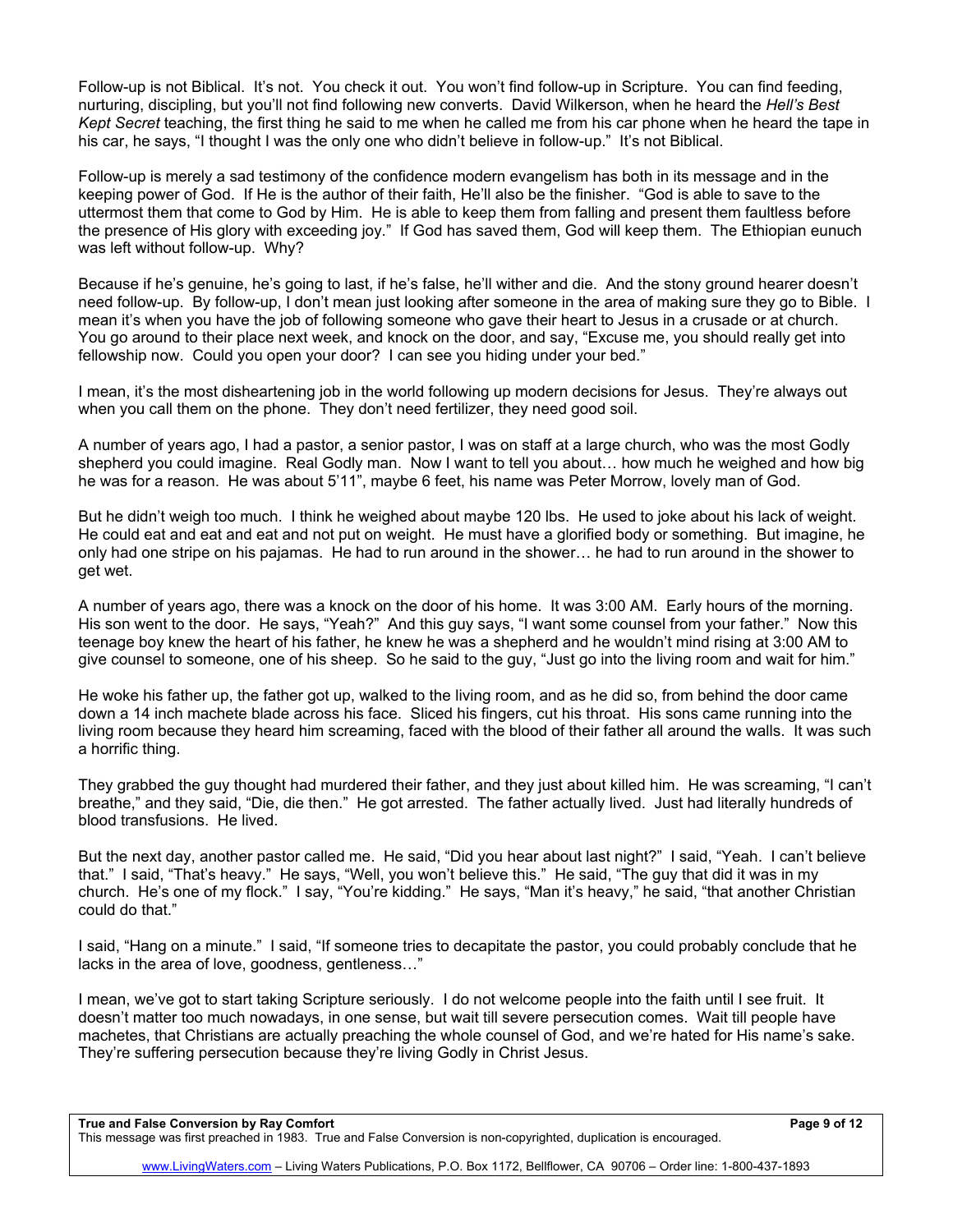Follow-up is not Biblical. It's not. You check it out. You won't find follow-up in Scripture. You can find feeding, nurturing, discipling, but you'll not find following new converts. David Wilkerson, when he heard the *Hell's Best Kept Secret* teaching, the first thing he said to me when he called me from his car phone when he heard the tape in his car, he says, "I thought I was the only one who didn't believe in follow-up." It's not Biblical.

Follow-up is merely a sad testimony of the confidence modern evangelism has both in its message and in the keeping power of God. If He is the author of their faith, He'll also be the finisher. "God is able to save to the uttermost them that come to God by Him. He is able to keep them from falling and present them faultless before the presence of His glory with exceeding joy." If God has saved them, God will keep them. The Ethiopian eunuch was left without follow-up. Why?

Because if he's genuine, he's going to last, if he's false, he'll wither and die. And the stony ground hearer doesn't need follow-up. By follow-up, I don't mean just looking after someone in the area of making sure they go to Bible. I mean it's when you have the job of following someone who gave their heart to Jesus in a crusade or at church. You go around to their place next week, and knock on the door, and say, "Excuse me, you should really get into fellowship now. Could you open your door? I can see you hiding under your bed."

I mean, it's the most disheartening job in the world following up modern decisions for Jesus. They're always out when you call them on the phone. They don't need fertilizer, they need good soil.

A number of years ago, I had a pastor, a senior pastor, I was on staff at a large church, who was the most Godly shepherd you could imagine. Real Godly man. Now I want to tell you about… how much he weighed and how big he was for a reason. He was about 5'11", maybe 6 feet, his name was Peter Morrow, lovely man of God.

But he didn't weigh too much. I think he weighed about maybe 120 lbs. He used to joke about his lack of weight. He could eat and eat and eat and not put on weight. He must have a glorified body or something. But imagine, he only had one stripe on his pajamas. He had to run around in the shower… he had to run around in the shower to get wet.

A number of years ago, there was a knock on the door of his home. It was 3:00 AM. Early hours of the morning. His son went to the door. He says, "Yeah?" And this guy says, "I want some counsel from your father." Now this teenage boy knew the heart of his father, he knew he was a shepherd and he wouldn't mind rising at 3:00 AM to give counsel to someone, one of his sheep. So he said to the guy, "Just go into the living room and wait for him."

He woke his father up, the father got up, walked to the living room, and as he did so, from behind the door came down a 14 inch machete blade across his face. Sliced his fingers, cut his throat. His sons came running into the living room because they heard him screaming, faced with the blood of their father all around the walls. It was such a horrific thing.

They grabbed the guy thought had murdered their father, and they just about killed him. He was screaming, "I can't breathe," and they said, "Die, die then." He got arrested. The father actually lived. Just had literally hundreds of blood transfusions. He lived.

But the next day, another pastor called me. He said, "Did you hear about last night?" I said, "Yeah. I can't believe that." I said, "That's heavy." He says, "Well, you won't believe this." He said, "The guy that did it was in my church. He's one of my flock." I say, "You're kidding." He says, "Man it's heavy," he said, "that another Christian could do that."

I said, "Hang on a minute." I said, "If someone tries to decapitate the pastor, you could probably conclude that he lacks in the area of love, goodness, gentleness…"

I mean, we've got to start taking Scripture seriously. I do not welcome people into the faith until I see fruit. It doesn't matter too much nowadays, in one sense, but wait till severe persecution comes. Wait till people have machetes, that Christians are actually preaching the whole counsel of God, and we're hated for His name's sake. They're suffering persecution because they're living Godly in Christ Jesus.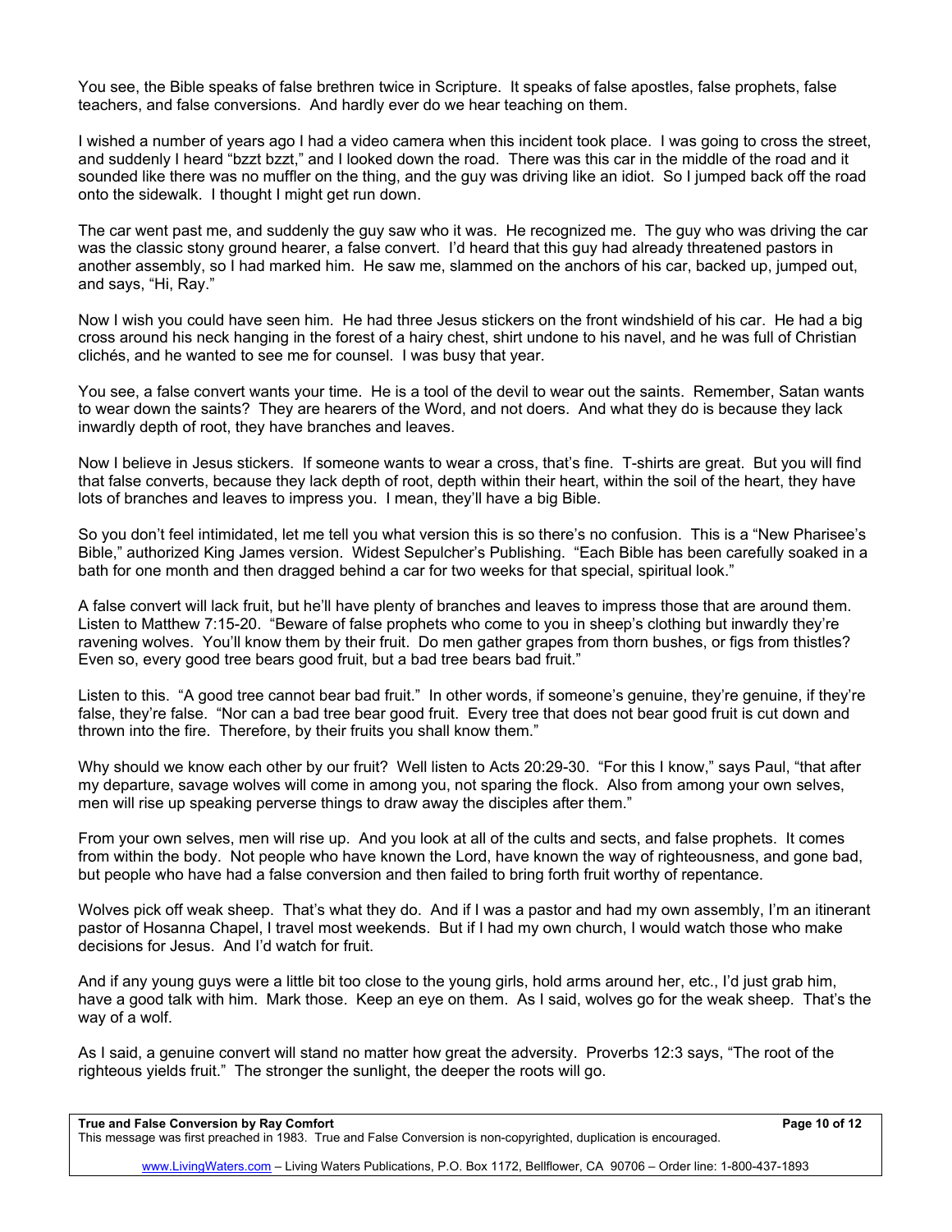You see, the Bible speaks of false brethren twice in Scripture. It speaks of false apostles, false prophets, false teachers, and false conversions. And hardly ever do we hear teaching on them.

I wished a number of years ago I had a video camera when this incident took place. I was going to cross the street, and suddenly I heard "bzzt bzzt," and I looked down the road. There was this car in the middle of the road and it sounded like there was no muffler on the thing, and the guy was driving like an idiot. So I jumped back off the road onto the sidewalk. I thought I might get run down.

The car went past me, and suddenly the guy saw who it was. He recognized me. The guy who was driving the car was the classic stony ground hearer, a false convert. I'd heard that this guy had already threatened pastors in another assembly, so I had marked him. He saw me, slammed on the anchors of his car, backed up, jumped out, and says, "Hi, Ray."

Now I wish you could have seen him. He had three Jesus stickers on the front windshield of his car. He had a big cross around his neck hanging in the forest of a hairy chest, shirt undone to his navel, and he was full of Christian clichés, and he wanted to see me for counsel. I was busy that year.

You see, a false convert wants your time. He is a tool of the devil to wear out the saints. Remember, Satan wants to wear down the saints? They are hearers of the Word, and not doers. And what they do is because they lack inwardly depth of root, they have branches and leaves.

Now I believe in Jesus stickers. If someone wants to wear a cross, that's fine. T-shirts are great. But you will find that false converts, because they lack depth of root, depth within their heart, within the soil of the heart, they have lots of branches and leaves to impress you. I mean, they'll have a big Bible.

So you don't feel intimidated, let me tell you what version this is so there's no confusion. This is a "New Pharisee's Bible," authorized King James version. Widest Sepulcher's Publishing. "Each Bible has been carefully soaked in a bath for one month and then dragged behind a car for two weeks for that special, spiritual look."

A false convert will lack fruit, but he'll have plenty of branches and leaves to impress those that are around them. Listen to Matthew 7:15-20. "Beware of false prophets who come to you in sheep's clothing but inwardly they're ravening wolves. You'll know them by their fruit. Do men gather grapes from thorn bushes, or figs from thistles? Even so, every good tree bears good fruit, but a bad tree bears bad fruit."

Listen to this. "A good tree cannot bear bad fruit." In other words, if someone's genuine, they're genuine, if they're false, they're false. "Nor can a bad tree bear good fruit. Every tree that does not bear good fruit is cut down and thrown into the fire. Therefore, by their fruits you shall know them."

Why should we know each other by our fruit? Well listen to Acts 20:29-30. "For this I know," says Paul, "that after my departure, savage wolves will come in among you, not sparing the flock. Also from among your own selves, men will rise up speaking perverse things to draw away the disciples after them."

From your own selves, men will rise up. And you look at all of the cults and sects, and false prophets. It comes from within the body. Not people who have known the Lord, have known the way of righteousness, and gone bad, but people who have had a false conversion and then failed to bring forth fruit worthy of repentance.

Wolves pick off weak sheep. That's what they do. And if I was a pastor and had my own assembly, I'm an itinerant pastor of Hosanna Chapel, I travel most weekends. But if I had my own church, I would watch those who make decisions for Jesus. And I'd watch for fruit.

And if any young guys were a little bit too close to the young girls, hold arms around her, etc., I'd just grab him, have a good talk with him. Mark those. Keep an eye on them. As I said, wolves go for the weak sheep. That's the way of a wolf.

As I said, a genuine convert will stand no matter how great the adversity. Proverbs 12:3 says, "The root of the righteous yields fruit." The stronger the sunlight, the deeper the roots will go.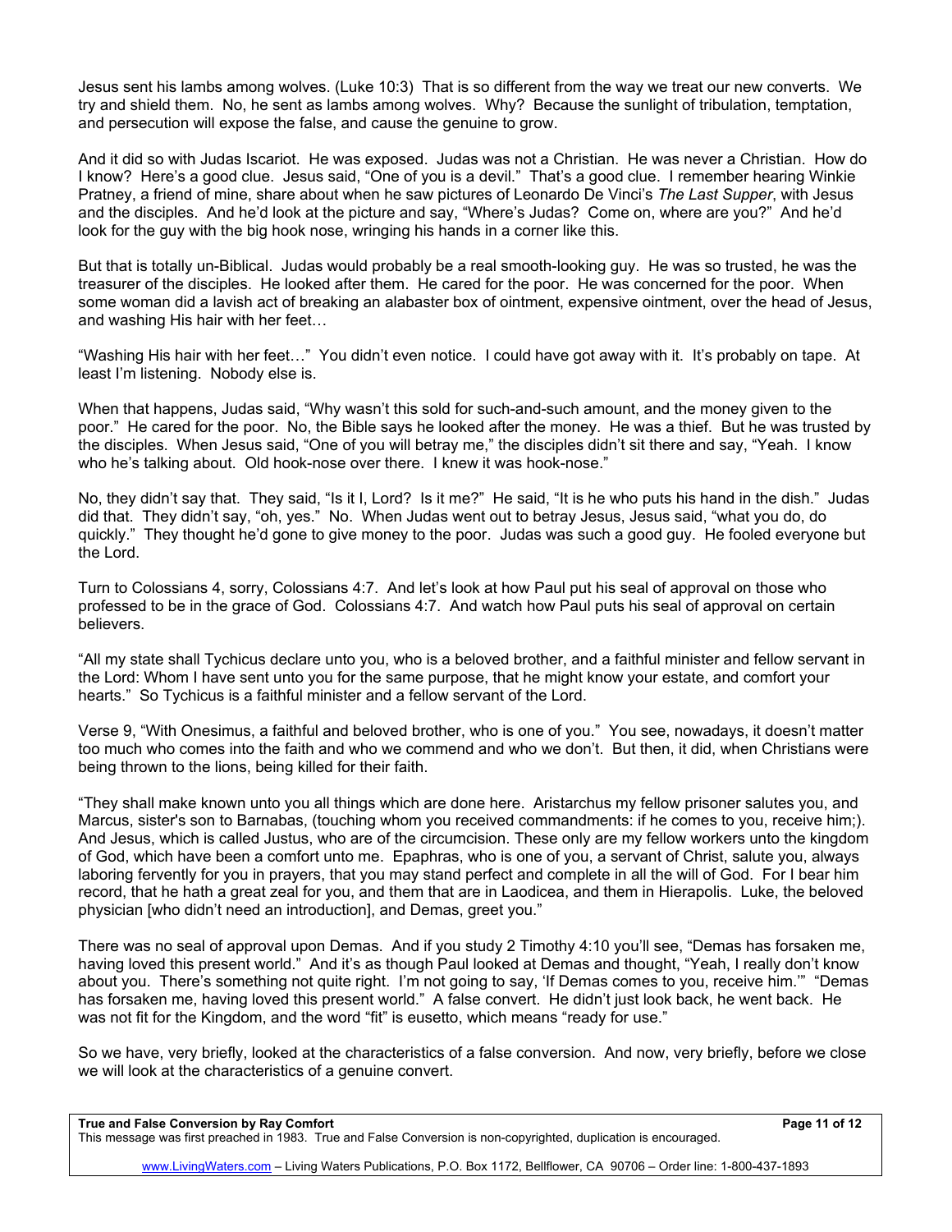Jesus sent his lambs among wolves. (Luke 10:3) That is so different from the way we treat our new converts. We try and shield them. No, he sent as lambs among wolves. Why? Because the sunlight of tribulation, temptation, and persecution will expose the false, and cause the genuine to grow.

And it did so with Judas Iscariot. He was exposed. Judas was not a Christian. He was never a Christian. How do I know? Here's a good clue. Jesus said, "One of you is a devil." That's a good clue. I remember hearing Winkie Pratney, a friend of mine, share about when he saw pictures of Leonardo De Vinci's *The Last Supper*, with Jesus and the disciples. And he'd look at the picture and say, "Where's Judas? Come on, where are you?" And he'd look for the guy with the big hook nose, wringing his hands in a corner like this.

But that is totally un-Biblical. Judas would probably be a real smooth-looking guy. He was so trusted, he was the treasurer of the disciples. He looked after them. He cared for the poor. He was concerned for the poor. When some woman did a lavish act of breaking an alabaster box of ointment, expensive ointment, over the head of Jesus, and washing His hair with her feet…

"Washing His hair with her feet…" You didn't even notice. I could have got away with it. It's probably on tape. At least I'm listening. Nobody else is.

When that happens, Judas said, "Why wasn't this sold for such-and-such amount, and the money given to the poor." He cared for the poor. No, the Bible says he looked after the money. He was a thief. But he was trusted by the disciples. When Jesus said, "One of you will betray me," the disciples didn't sit there and say, "Yeah. I know who he's talking about. Old hook-nose over there. I knew it was hook-nose."

No, they didn't say that. They said, "Is it I, Lord? Is it me?" He said, "It is he who puts his hand in the dish." Judas did that. They didn't say, "oh, yes." No. When Judas went out to betray Jesus, Jesus said, "what you do, do quickly." They thought he'd gone to give money to the poor. Judas was such a good guy. He fooled everyone but the Lord.

Turn to Colossians 4, sorry, Colossians 4:7. And let's look at how Paul put his seal of approval on those who professed to be in the grace of God. Colossians 4:7. And watch how Paul puts his seal of approval on certain believers.

"All my state shall Tychicus declare unto you, who is a beloved brother, and a faithful minister and fellow servant in the Lord: Whom I have sent unto you for the same purpose, that he might know your estate, and comfort your hearts." So Tychicus is a faithful minister and a fellow servant of the Lord.

Verse 9, "With Onesimus, a faithful and beloved brother, who is one of you." You see, nowadays, it doesn't matter too much who comes into the faith and who we commend and who we don't. But then, it did, when Christians were being thrown to the lions, being killed for their faith.

"They shall make known unto you all things which are done here. Aristarchus my fellow prisoner salutes you, and Marcus, sister's son to Barnabas, (touching whom you received commandments: if he comes to you, receive him;). And Jesus, which is called Justus, who are of the circumcision. These only are my fellow workers unto the kingdom of God, which have been a comfort unto me. Epaphras, who is one of you, a servant of Christ, salute you, always laboring fervently for you in prayers, that you may stand perfect and complete in all the will of God. For I bear him record, that he hath a great zeal for you, and them that are in Laodicea, and them in Hierapolis. Luke, the beloved physician [who didn't need an introduction], and Demas, greet you."

There was no seal of approval upon Demas. And if you study 2 Timothy 4:10 you'll see, "Demas has forsaken me, having loved this present world." And it's as though Paul looked at Demas and thought, "Yeah, I really don't know about you. There's something not quite right. I'm not going to say, 'If Demas comes to you, receive him.'" "Demas has forsaken me, having loved this present world." A false convert. He didn't just look back, he went back. He was not fit for the Kingdom, and the word "fit" is eusetto, which means "ready for use."

So we have, very briefly, looked at the characteristics of a false conversion. And now, very briefly, before we close we will look at the characteristics of a genuine convert.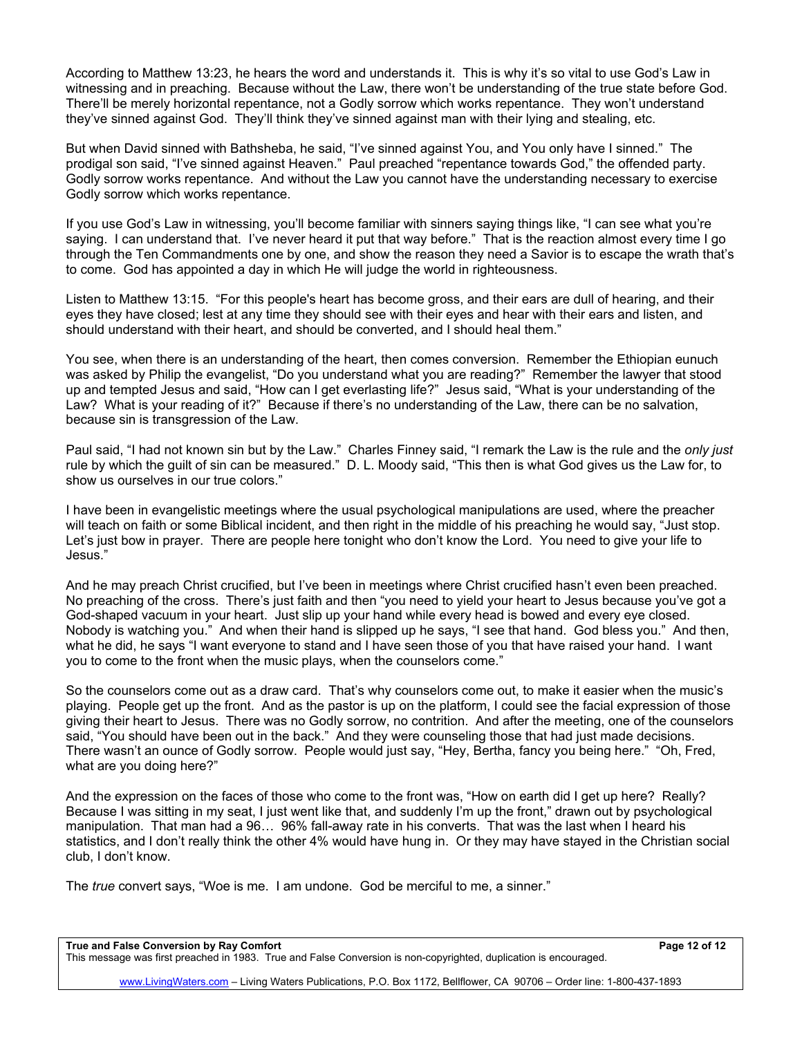According to Matthew 13:23, he hears the word and understands it. This is why it's so vital to use God's Law in witnessing and in preaching. Because without the Law, there won't be understanding of the true state before God. There'll be merely horizontal repentance, not a Godly sorrow which works repentance. They won't understand they've sinned against God. They'll think they've sinned against man with their lying and stealing, etc.

But when David sinned with Bathsheba, he said, "I've sinned against You, and You only have I sinned." The prodigal son said, "I've sinned against Heaven." Paul preached "repentance towards God," the offended party. Godly sorrow works repentance. And without the Law you cannot have the understanding necessary to exercise Godly sorrow which works repentance.

If you use God's Law in witnessing, you'll become familiar with sinners saying things like, "I can see what you're saying. I can understand that. I've never heard it put that way before." That is the reaction almost every time I go through the Ten Commandments one by one, and show the reason they need a Savior is to escape the wrath that's to come. God has appointed a day in which He will judge the world in righteousness.

Listen to Matthew 13:15. "For this people's heart has become gross, and their ears are dull of hearing, and their eyes they have closed; lest at any time they should see with their eyes and hear with their ears and listen, and should understand with their heart, and should be converted, and I should heal them."

You see, when there is an understanding of the heart, then comes conversion. Remember the Ethiopian eunuch was asked by Philip the evangelist, "Do you understand what you are reading?" Remember the lawyer that stood up and tempted Jesus and said, "How can I get everlasting life?" Jesus said, "What is your understanding of the Law? What is your reading of it?" Because if there's no understanding of the Law, there can be no salvation, because sin is transgression of the Law.

Paul said, "I had not known sin but by the Law." Charles Finney said, "I remark the Law is the rule and the *only just* rule by which the guilt of sin can be measured." D. L. Moody said, "This then is what God gives us the Law for, to show us ourselves in our true colors."

I have been in evangelistic meetings where the usual psychological manipulations are used, where the preacher will teach on faith or some Biblical incident, and then right in the middle of his preaching he would say, "Just stop. Let's just bow in prayer. There are people here tonight who don't know the Lord. You need to give your life to Jesus."

And he may preach Christ crucified, but I've been in meetings where Christ crucified hasn't even been preached. No preaching of the cross. There's just faith and then "you need to yield your heart to Jesus because you've got a God-shaped vacuum in your heart. Just slip up your hand while every head is bowed and every eye closed. Nobody is watching you." And when their hand is slipped up he says, "I see that hand. God bless you." And then, what he did, he says "I want everyone to stand and I have seen those of you that have raised your hand. I want you to come to the front when the music plays, when the counselors come."

So the counselors come out as a draw card. That's why counselors come out, to make it easier when the music's playing. People get up the front. And as the pastor is up on the platform, I could see the facial expression of those giving their heart to Jesus. There was no Godly sorrow, no contrition. And after the meeting, one of the counselors said, "You should have been out in the back." And they were counseling those that had just made decisions. There wasn't an ounce of Godly sorrow. People would just say, "Hey, Bertha, fancy you being here." "Oh, Fred, what are you doing here?"

And the expression on the faces of those who come to the front was, "How on earth did I get up here? Really? Because I was sitting in my seat, I just went like that, and suddenly I'm up the front," drawn out by psychological manipulation. That man had a 96… 96% fall-away rate in his converts. That was the last when I heard his statistics, and I don't really think the other 4% would have hung in. Or they may have stayed in the Christian social club, I don't know.

The *true* convert says, "Woe is me. I am undone. God be merciful to me, a sinner."

**True and False Conversion by Ray Comfort**
This message was first preached in 1983. True and False Conversion is non-copyrighted, duplication is encouraged.

www.LivingWaters.com – Living Waters Publications, P.O. Box 1172, Bellflower, CA 90706 – Order line: 1-800-437-1893